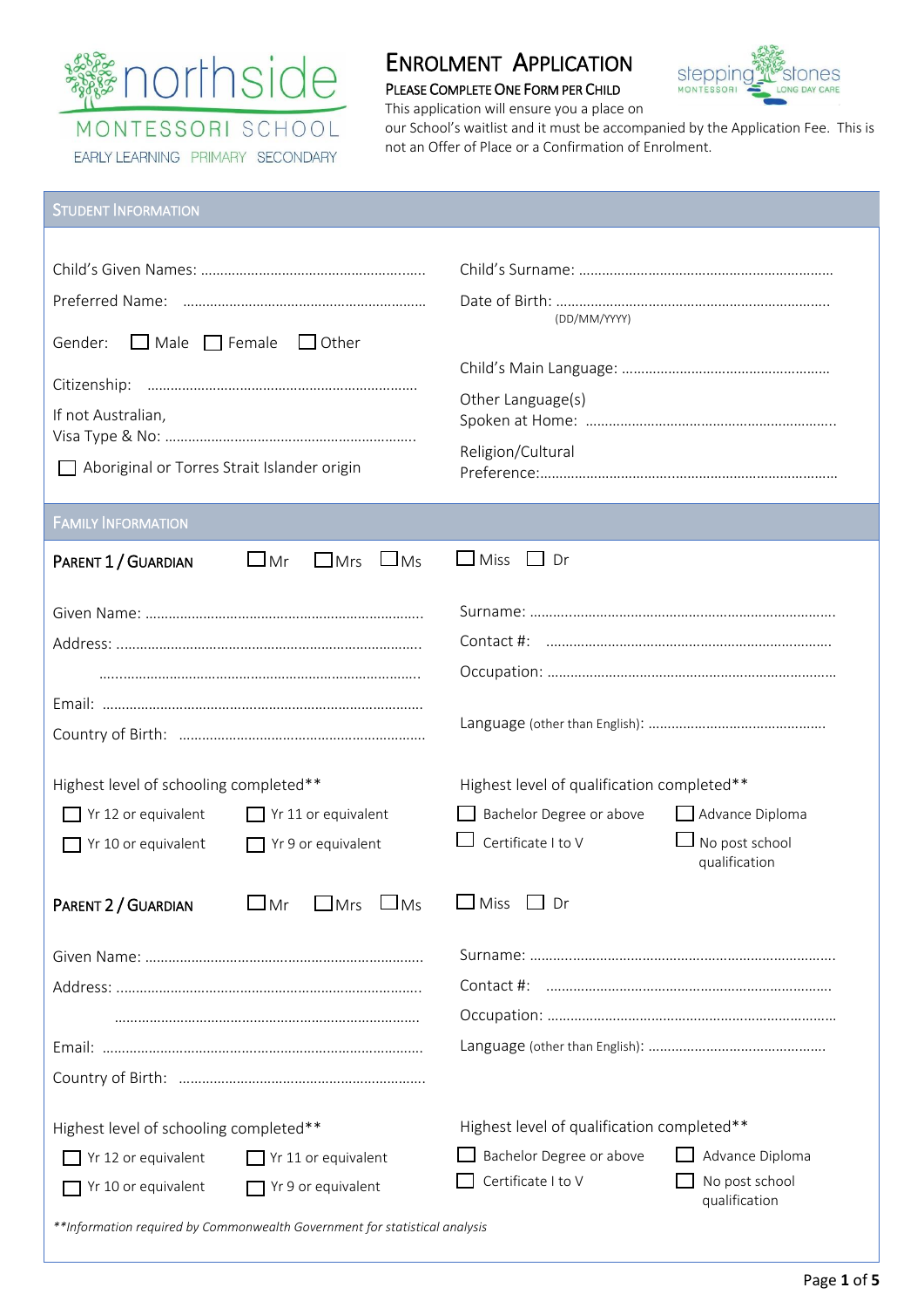northside MONTESSORI SCHOOL
EARLY LEARNING PRIMARY SECONDARY

# ENROLMENT APPLICATION

**PLEASE COMPLETE ONE FORM PER CHILD**

stepping stones MONTESSORI LONG DAY CARE

This application will ensure you a place on our School's waitlist and it must be accompanied by the Application Fee. This is not an Offer of Place or a Confirmation of Enrolment.

## STUDENT INFORMATION

Child's Given Names: ..........................................................

Child's Surname: ..................................................................

Preferred Name: ..............................................................

Date of Birth: ....................................................................... (DD/MM/YYYY)

Gender: ☐ Male ☐ Female ☐ Other

Child's Main Language: ......................................................

Citizenship: .....................................................................

Other Language(s) Spoken at Home: ................................................................

If not Australian, Visa Type & No: .................................................................

Religion/Cultural Preference:..............................................................................

☐ Aboriginal or Torres Strait Islander origin

## FAMILY INFORMATION

### PARENT 1 / GUARDIAN ☐ Mr ☐ Mrs ☐ Ms ☐ Miss ☐ Dr

Given Name: .......................................................................

Surname: ...............................................................................

Address: ..............................................................................

Contact #: .........................................................................

.................................................................................

Occupation: ..........................................................................

Email: ..................................................................................

Country of Birth: ..............................................................

Language (other than English): ..............................................

Highest level of schooling completed**

☐ Yr 12 or equivalent ☐ Yr 11 or equivalent
☐ Yr 10 or equivalent ☐ Yr 9 or equivalent

Highest level of qualification completed**

☐ Bachelor Degree or above ☐ Advance Diploma
☐ Certificate I to V ☐ No post school qualification

### PARENT 2 / GUARDIAN ☐ Mr ☐ Mrs ☐ Ms ☐ Miss ☐ Dr

Given Name: .......................................................................

Surname: ...............................................................................

Address: ..............................................................................

Contact #: .........................................................................

..............................................................................

Occupation: ..........................................................................

Email: ..................................................................................

Language (other than English): ..............................................

Country of Birth: ..............................................................

Highest level of schooling completed**

☐ Yr 12 or equivalent ☐ Yr 11 or equivalent
☐ Yr 10 or equivalent ☐ Yr 9 or equivalent

Highest level of qualification completed**

☐ Bachelor Degree or above ☐ Advance Diploma
☐ Certificate I to V ☐ No post school qualification

*\*\*Information required by Commonwealth Government for statistical analysis*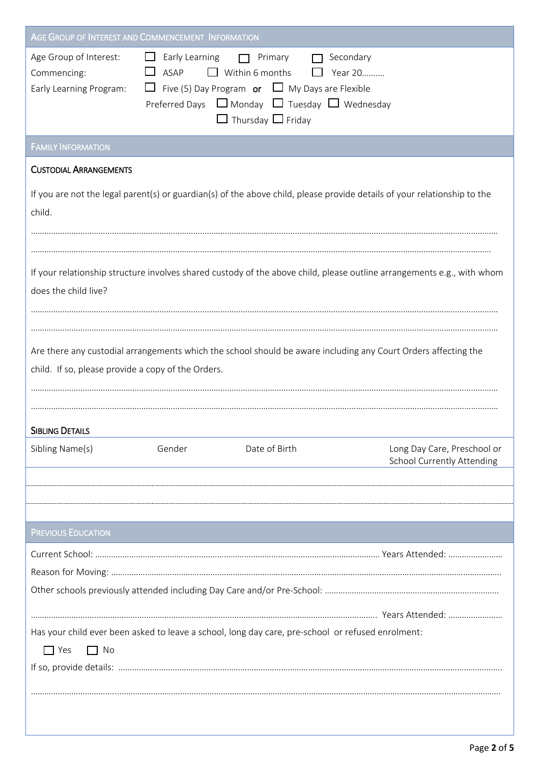## Age Group of Interest and Commencement Information

Age Group of Interest: ☐ Early Learning ☐ Primary ☐ Secondary

Commencing: ☐ ASAP ☐ Within 6 months ☐ Year 20……….

Early Learning Program: ☐ Five (5) Day Program **or** ☐ My Days are Flexible

Preferred Days ☐ Monday ☐ Tuesday ☐ Wednesday ☐ Thursday ☐ Friday

## Family Information

### Custodial Arrangements

If you are not the legal parent(s) or guardian(s) of the above child, please provide details of your relationship to the child.

……………………………………………………………………………………………………………………………………………………………

……………………………………………………………………………………………………………………………………………………………

If your relationship structure involves shared custody of the above child, please outline arrangements e.g., with whom does the child live?

……………………………………………………………………………………………………………………………………………………………

……………………………………………………………………………………………………………………………………………………………

Are there any custodial arrangements which the school should be aware including any Court Orders affecting the child. If so, please provide a copy of the Orders.

……………………………………………………………………………………………………………………………………………………………

……………………………………………………………………………………………………………………………………………………………

### Sibling Details

| Sibling Name(s) | Gender | Date of Birth | Long Day Care, Preschool or School Currently Attending |
|---|---|---|---|
| | | | |
| | | | |

## Previous Education

Current School: …………………………………………………………………………………………………… Years Attended: ……………………

Reason for Moving: ………………………………………………………………………………………………………………………………………

Other schools previously attended including Day Care and/or Pre-School: ……………………………………………………………

…………………………………………………………………………………………………………………………………… Years Attended: ……………………

Has your child ever been asked to leave a school, long day care, pre-school or refused enrolment:

☐ Yes ☐ No

If so, provide details: ………………………………………………………………………………………………………………………………

……………………………………………………………………………………………………………………………………………………………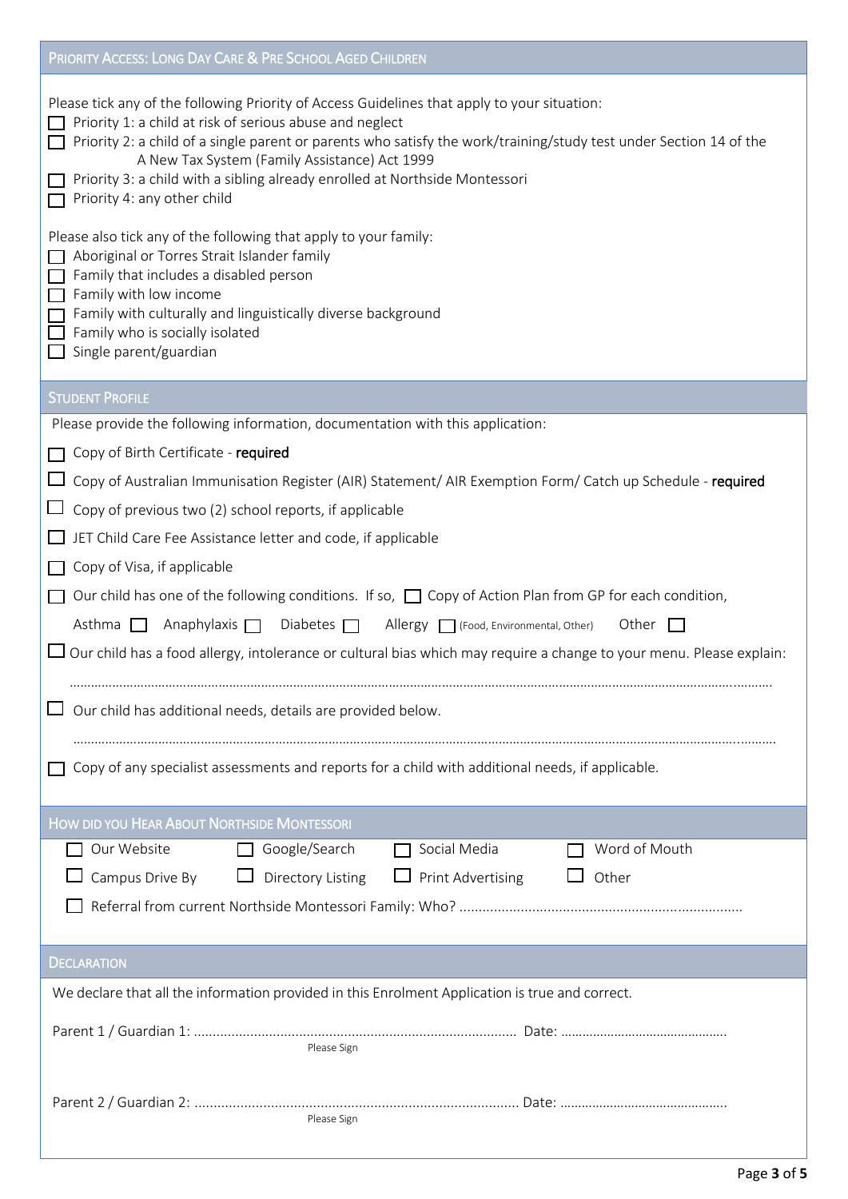## Priority Access: Long Day Care & Pre School Aged Children

Please tick any of the following Priority of Access Guidelines that apply to your situation:

- ☐ Priority 1: a child at risk of serious abuse and neglect
- ☐ Priority 2: a child of a single parent or parents who satisfy the work/training/study test under Section 14 of the A New Tax System (Family Assistance) Act 1999
- ☐ Priority 3: a child with a sibling already enrolled at Northside Montessori
- ☐ Priority 4: any other child

Please also tick any of the following that apply to your family:

- ☐ Aboriginal or Torres Strait Islander family
- ☐ Family that includes a disabled person
- ☐ Family with low income
- ☐ Family with culturally and linguistically diverse background
- ☐ Family who is socially isolated
- ☐ Single parent/guardian

## Student Profile

Please provide the following information, documentation with this application:

- ☐ Copy of Birth Certificate - **required**
- ☐ Copy of Australian Immunisation Register (AIR) Statement/ AIR Exemption Form/ Catch up Schedule - **required**
- ☐ Copy of previous two (2) school reports, if applicable
- ☐ JET Child Care Fee Assistance letter and code, if applicable
- ☐ Copy of Visa, if applicable
- ☐ Our child has one of the following conditions. If so, ☐ Copy of Action Plan from GP for each condition,

  Asthma ☐ Anaphylaxis ☐ Diabetes ☐ Allergy ☐ (Food, Environmental, Other) Other ☐
- ☐ Our child has a food allergy, intolerance or cultural bias which may require a change to your menu. Please explain:

  ..........................................................................................................................................................................
- ☐ Our child has additional needs, details are provided below.

  ..........................................................................................................................................................................
- ☐ Copy of any specialist assessments and reports for a child with additional needs, if applicable.

## How Did You Hear About Northside Montessori

| | | | |
|---|---|---|---|
| ☐ Our Website | ☐ Google/Search | ☐ Social Media | ☐ Word of Mouth |
| ☐ Campus Drive By | ☐ Directory Listing | ☐ Print Advertising | ☐ Other |

☐ Referral from current Northside Montessori Family: Who? ..........................................................................

## Declaration

We declare that all the information provided in this Enrolment Application is true and correct.

Parent 1 / Guardian 1: ..................................................................................... Date: ..............................................
Please Sign

Parent 2 / Guardian 2: ..................................................................................... Date: ..............................................
Please Sign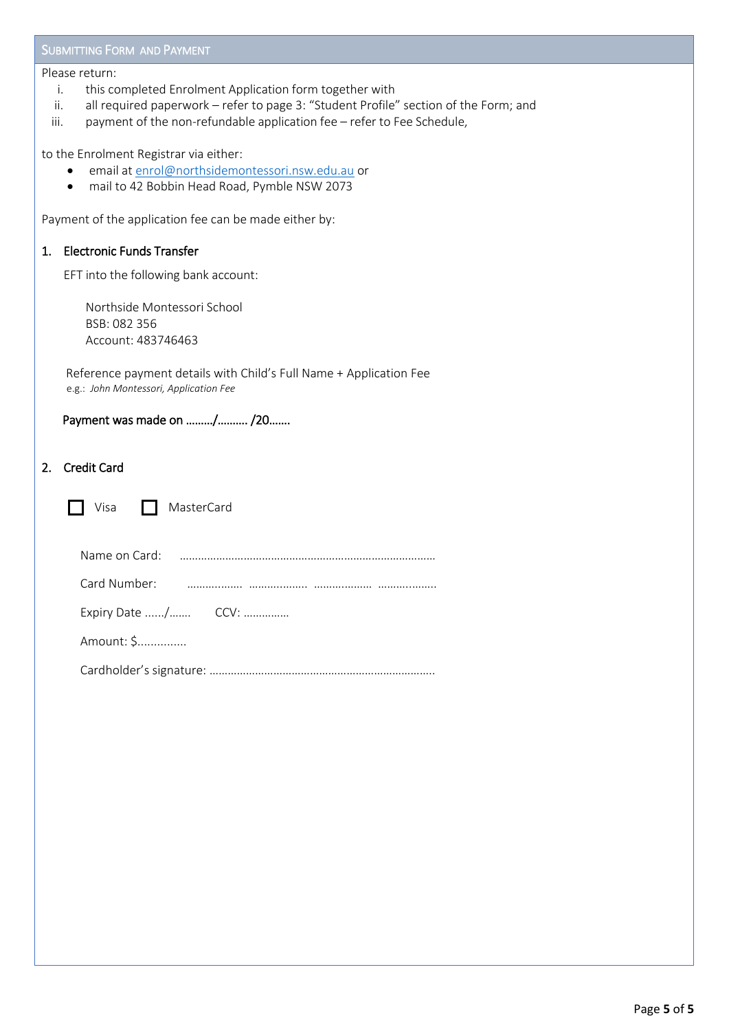## SUBMITTING FORM AND PAYMENT

Please return:

i. this completed Enrolment Application form together with
ii. all required paperwork – refer to page 3: "Student Profile" section of the Form; and
iii. payment of the non-refundable application fee – refer to Fee Schedule,

to the Enrolment Registrar via either:

- email at enrol@northsidemontessori.nsw.edu.au or
- mail to 42 Bobbin Head Road, Pymble NSW 2073

Payment of the application fee can be made either by:

### 1. Electronic Funds Transfer

EFT into the following bank account:

Northside Montessori School
BSB: 082 356
Account: 483746463

Reference payment details with Child's Full Name + Application Fee
e.g.: *John Montessori, Application Fee*

Payment was made on ………/………. /20…….

### 2. Credit Card

☐ Visa ☐ MasterCard

Name on Card: …………………………………………………………………………

Card Number: ……………… ………………. ………………. ……..……….

Expiry Date ……/……. CCV: ……………

Amount: $……………

Cardholder's signature: ………………………………………………………………